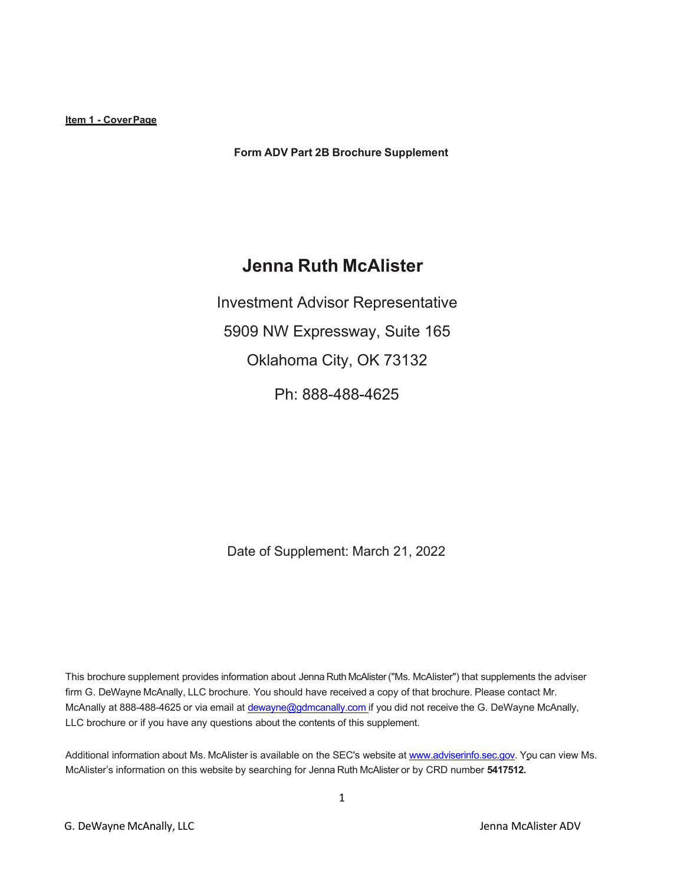**Item 1 - Cover Page**

**Form ADV Part 2B Brochure Supplement**

# Jenna Ruth McAlister

Investment Advisor Representative

5909 NW Expressway, Suite 165

Oklahoma City, OK 73132

Ph: 888-488-4625

Date of Supplement: March 21, 2022

This brochure supplement provides information about Jenna Ruth McAlister ("Ms. McAlister") that supplements the adviser firm G. DeWayne McAnally, LLC brochure. You should have received a copy of that brochure. Please contact Mr. McAnally at 888-488-4625 or via email at dewayne@gdmcanally.com if you did not receive the G. DeWayne McAnally, LLC brochure or if you have any questions about the contents of this supplement.

Additional information about Ms. McAlister is available on the SEC's website at www.adviserinfo.sec.gov. You can view Ms. McAlister's information on this website by searching for Jenna Ruth McAlister or by CRD number **5417512.**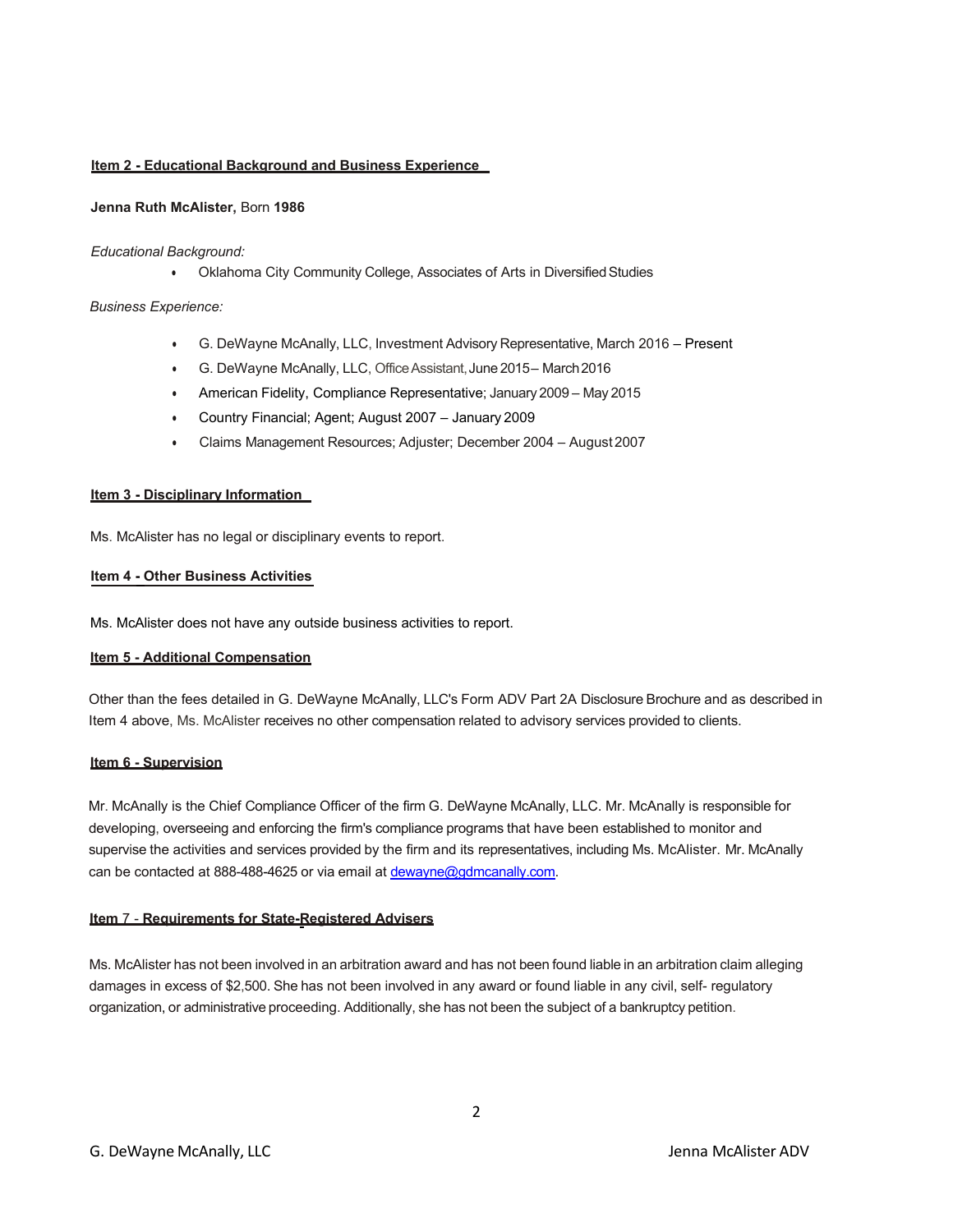## Item 2 - Educational Background and Business Experience

**Jenna Ruth McAlister,** Born **1986**

*Educational Background:*

- Oklahoma City Community College, Associates of Arts in Diversified Studies

*Business Experience:*

- G. DeWayne McAnally, LLC, Investment Advisory Representative, March 2016 – Present
- G. DeWayne McAnally, LLC, Office Assistant, June 2015– March 2016
- American Fidelity, Compliance Representative; January 2009 – May 2015
- Country Financial; Agent; August 2007 – January 2009
- Claims Management Resources; Adjuster; December 2004 – August 2007

## Item 3 - Disciplinary Information

Ms. McAlister has no legal or disciplinary events to report.

## Item 4 - Other Business Activities

Ms. McAlister does not have any outside business activities to report.

## Item 5 - Additional Compensation

Other than the fees detailed in G. DeWayne McAnally, LLC's Form ADV Part 2A Disclosure Brochure and as described in Item 4 above, Ms. McAlister receives no other compensation related to advisory services provided to clients.

## Item 6 - Supervision

Mr. McAnally is the Chief Compliance Officer of the firm G. DeWayne McAnally, LLC. Mr. McAnally is responsible for developing, overseeing and enforcing the firm's compliance programs that have been established to monitor and supervise the activities and services provided by the firm and its representatives, including Ms. McAlister. Mr. McAnally can be contacted at 888-488-4625 or via email at dewayne@gdmcanally.com.

## Item 7 - Requirements for State-Registered Advisers

Ms. McAlister has not been involved in an arbitration award and has not been found liable in an arbitration claim alleging damages in excess of $2,500. She has not been involved in any award or found liable in any civil, self- regulatory organization, or administrative proceeding. Additionally, she has not been the subject of a bankruptcy petition.